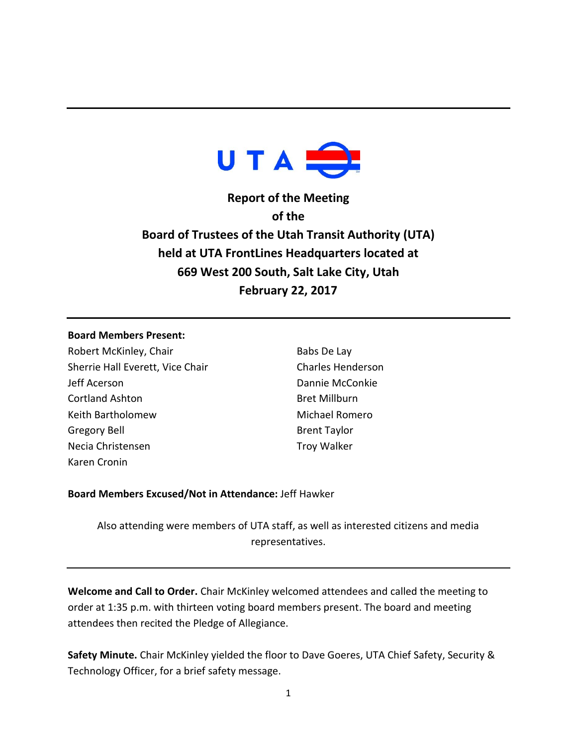# Report of the Meeting of the Board of Trustees of the Utah Transit Authority (UTA) held at UTA FrontLines Headquarters located at 669 West 200 South, Salt Lake City, Utah February 22, 2017

**Board Members Present:**

Robert McKinley, Chair
Sherrie Hall Everett, Vice Chair
Jeff Acerson
Cortland Ashton
Keith Bartholomew
Gregory Bell
Necia Christensen
Karen Cronin
Babs De Lay
Charles Henderson
Dannie McConkie
Bret Millburn
Michael Romero
Brent Taylor
Troy Walker

**Board Members Excused/Not in Attendance:** Jeff Hawker

Also attending were members of UTA staff, as well as interested citizens and media representatives.

**Welcome and Call to Order.** Chair McKinley welcomed attendees and called the meeting to order at 1:35 p.m. with thirteen voting board members present. The board and meeting attendees then recited the Pledge of Allegiance.

**Safety Minute.** Chair McKinley yielded the floor to Dave Goeres, UTA Chief Safety, Security & Technology Officer, for a brief safety message.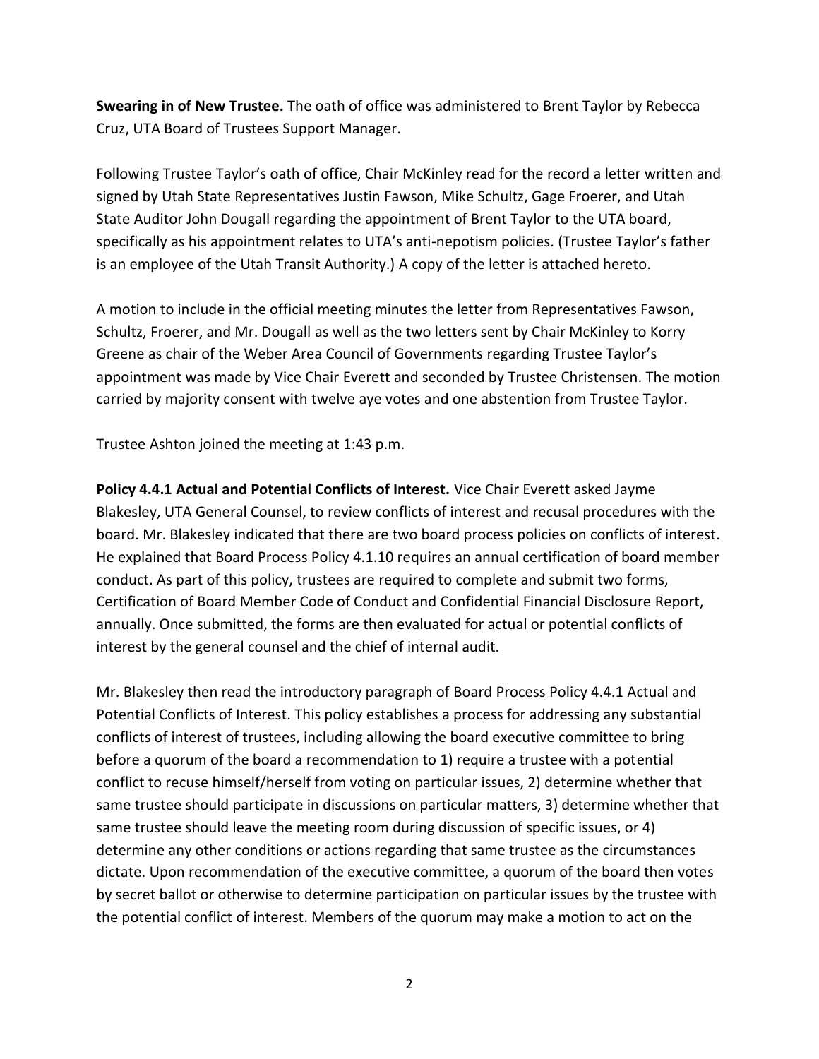**Swearing in of New Trustee.** The oath of office was administered to Brent Taylor by Rebecca Cruz, UTA Board of Trustees Support Manager.

Following Trustee Taylor's oath of office, Chair McKinley read for the record a letter written and signed by Utah State Representatives Justin Fawson, Mike Schultz, Gage Froerer, and Utah State Auditor John Dougall regarding the appointment of Brent Taylor to the UTA board, specifically as his appointment relates to UTA's anti-nepotism policies. (Trustee Taylor's father is an employee of the Utah Transit Authority.) A copy of the letter is attached hereto.

A motion to include in the official meeting minutes the letter from Representatives Fawson, Schultz, Froerer, and Mr. Dougall as well as the two letters sent by Chair McKinley to Korry Greene as chair of the Weber Area Council of Governments regarding Trustee Taylor's appointment was made by Vice Chair Everett and seconded by Trustee Christensen. The motion carried by majority consent with twelve aye votes and one abstention from Trustee Taylor.

Trustee Ashton joined the meeting at 1:43 p.m.

**Policy 4.4.1 Actual and Potential Conflicts of Interest.** Vice Chair Everett asked Jayme Blakesley, UTA General Counsel, to review conflicts of interest and recusal procedures with the board. Mr. Blakesley indicated that there are two board process policies on conflicts of interest. He explained that Board Process Policy 4.1.10 requires an annual certification of board member conduct. As part of this policy, trustees are required to complete and submit two forms, Certification of Board Member Code of Conduct and Confidential Financial Disclosure Report, annually. Once submitted, the forms are then evaluated for actual or potential conflicts of interest by the general counsel and the chief of internal audit.

Mr. Blakesley then read the introductory paragraph of Board Process Policy 4.4.1 Actual and Potential Conflicts of Interest. This policy establishes a process for addressing any substantial conflicts of interest of trustees, including allowing the board executive committee to bring before a quorum of the board a recommendation to 1) require a trustee with a potential conflict to recuse himself/herself from voting on particular issues, 2) determine whether that same trustee should participate in discussions on particular matters, 3) determine whether that same trustee should leave the meeting room during discussion of specific issues, or 4) determine any other conditions or actions regarding that same trustee as the circumstances dictate. Upon recommendation of the executive committee, a quorum of the board then votes by secret ballot or otherwise to determine participation on particular issues by the trustee with the potential conflict of interest. Members of the quorum may make a motion to act on the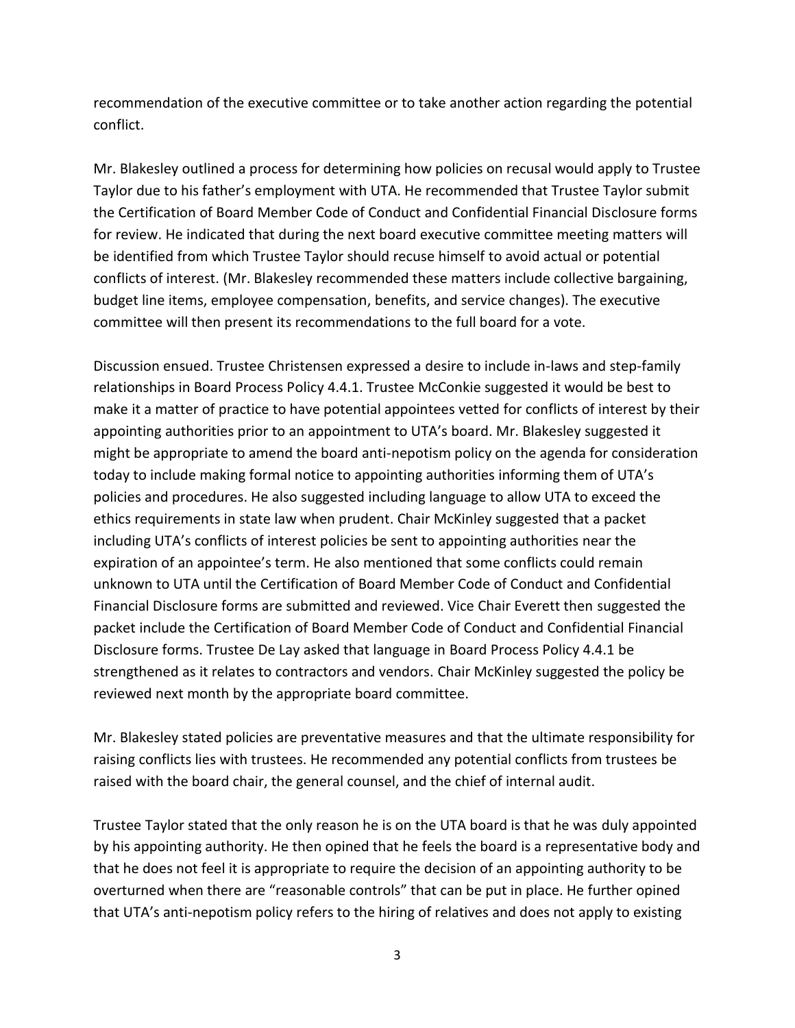recommendation of the executive committee or to take another action regarding the potential conflict.

Mr. Blakesley outlined a process for determining how policies on recusal would apply to Trustee Taylor due to his father's employment with UTA. He recommended that Trustee Taylor submit the Certification of Board Member Code of Conduct and Confidential Financial Disclosure forms for review. He indicated that during the next board executive committee meeting matters will be identified from which Trustee Taylor should recuse himself to avoid actual or potential conflicts of interest. (Mr. Blakesley recommended these matters include collective bargaining, budget line items, employee compensation, benefits, and service changes). The executive committee will then present its recommendations to the full board for a vote.

Discussion ensued. Trustee Christensen expressed a desire to include in-laws and step-family relationships in Board Process Policy 4.4.1. Trustee McConkie suggested it would be best to make it a matter of practice to have potential appointees vetted for conflicts of interest by their appointing authorities prior to an appointment to UTA's board. Mr. Blakesley suggested it might be appropriate to amend the board anti-nepotism policy on the agenda for consideration today to include making formal notice to appointing authorities informing them of UTA's policies and procedures. He also suggested including language to allow UTA to exceed the ethics requirements in state law when prudent. Chair McKinley suggested that a packet including UTA's conflicts of interest policies be sent to appointing authorities near the expiration of an appointee's term. He also mentioned that some conflicts could remain unknown to UTA until the Certification of Board Member Code of Conduct and Confidential Financial Disclosure forms are submitted and reviewed. Vice Chair Everett then suggested the packet include the Certification of Board Member Code of Conduct and Confidential Financial Disclosure forms. Trustee De Lay asked that language in Board Process Policy 4.4.1 be strengthened as it relates to contractors and vendors. Chair McKinley suggested the policy be reviewed next month by the appropriate board committee.

Mr. Blakesley stated policies are preventative measures and that the ultimate responsibility for raising conflicts lies with trustees. He recommended any potential conflicts from trustees be raised with the board chair, the general counsel, and the chief of internal audit.

Trustee Taylor stated that the only reason he is on the UTA board is that he was duly appointed by his appointing authority. He then opined that he feels the board is a representative body and that he does not feel it is appropriate to require the decision of an appointing authority to be overturned when there are "reasonable controls" that can be put in place. He further opined that UTA's anti-nepotism policy refers to the hiring of relatives and does not apply to existing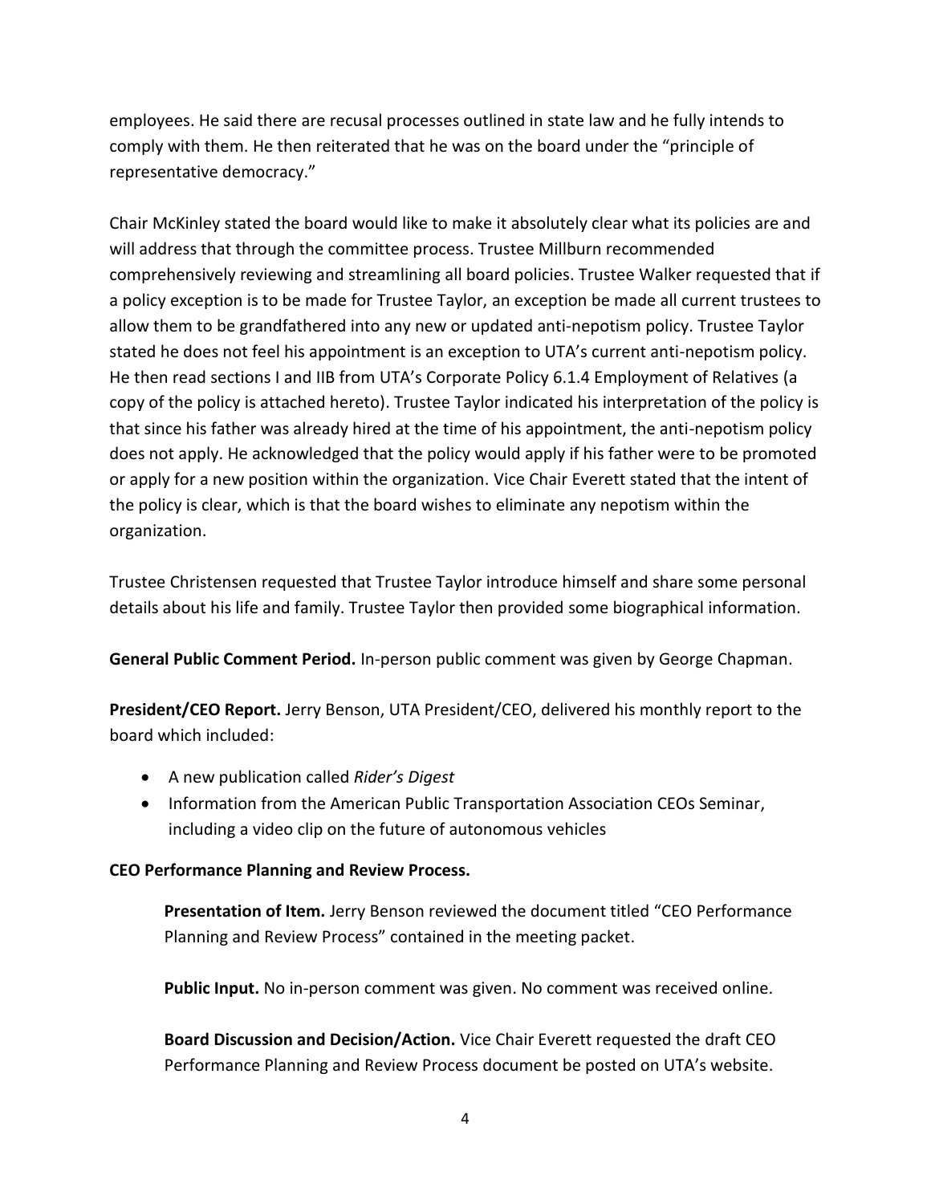employees. He said there are recusal processes outlined in state law and he fully intends to comply with them. He then reiterated that he was on the board under the "principle of representative democracy."

Chair McKinley stated the board would like to make it absolutely clear what its policies are and will address that through the committee process. Trustee Millburn recommended comprehensively reviewing and streamlining all board policies. Trustee Walker requested that if a policy exception is to be made for Trustee Taylor, an exception be made all current trustees to allow them to be grandfathered into any new or updated anti-nepotism policy. Trustee Taylor stated he does not feel his appointment is an exception to UTA's current anti-nepotism policy. He then read sections I and IIB from UTA's Corporate Policy 6.1.4 Employment of Relatives (a copy of the policy is attached hereto). Trustee Taylor indicated his interpretation of the policy is that since his father was already hired at the time of his appointment, the anti-nepotism policy does not apply. He acknowledged that the policy would apply if his father were to be promoted or apply for a new position within the organization. Vice Chair Everett stated that the intent of the policy is clear, which is that the board wishes to eliminate any nepotism within the organization.

Trustee Christensen requested that Trustee Taylor introduce himself and share some personal details about his life and family. Trustee Taylor then provided some biographical information.

**General Public Comment Period.** In-person public comment was given by George Chapman.

**President/CEO Report.** Jerry Benson, UTA President/CEO, delivered his monthly report to the board which included:

- A new publication called *Rider's Digest*
- Information from the American Public Transportation Association CEOs Seminar, including a video clip on the future of autonomous vehicles

**CEO Performance Planning and Review Process.**

**Presentation of Item.** Jerry Benson reviewed the document titled "CEO Performance Planning and Review Process" contained in the meeting packet.

**Public Input.** No in-person comment was given. No comment was received online.

**Board Discussion and Decision/Action.** Vice Chair Everett requested the draft CEO Performance Planning and Review Process document be posted on UTA's website.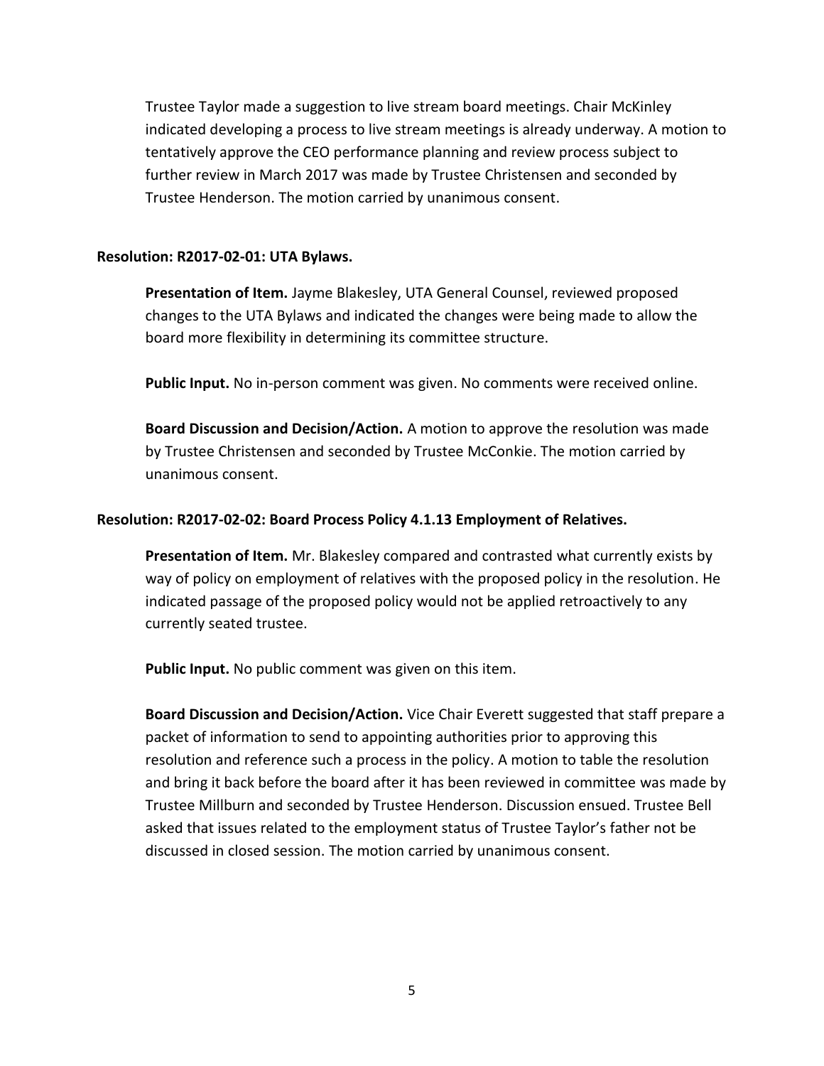Trustee Taylor made a suggestion to live stream board meetings. Chair McKinley indicated developing a process to live stream meetings is already underway. A motion to tentatively approve the CEO performance planning and review process subject to further review in March 2017 was made by Trustee Christensen and seconded by Trustee Henderson. The motion carried by unanimous consent.

**Resolution: R2017-02-01: UTA Bylaws.**

**Presentation of Item.** Jayme Blakesley, UTA General Counsel, reviewed proposed changes to the UTA Bylaws and indicated the changes were being made to allow the board more flexibility in determining its committee structure.

**Public Input.** No in-person comment was given. No comments were received online.

**Board Discussion and Decision/Action.** A motion to approve the resolution was made by Trustee Christensen and seconded by Trustee McConkie. The motion carried by unanimous consent.

**Resolution: R2017-02-02: Board Process Policy 4.1.13 Employment of Relatives.**

**Presentation of Item.** Mr. Blakesley compared and contrasted what currently exists by way of policy on employment of relatives with the proposed policy in the resolution. He indicated passage of the proposed policy would not be applied retroactively to any currently seated trustee.

**Public Input.** No public comment was given on this item.

**Board Discussion and Decision/Action.** Vice Chair Everett suggested that staff prepare a packet of information to send to appointing authorities prior to approving this resolution and reference such a process in the policy. A motion to table the resolution and bring it back before the board after it has been reviewed in committee was made by Trustee Millburn and seconded by Trustee Henderson. Discussion ensued. Trustee Bell asked that issues related to the employment status of Trustee Taylor's father not be discussed in closed session. The motion carried by unanimous consent.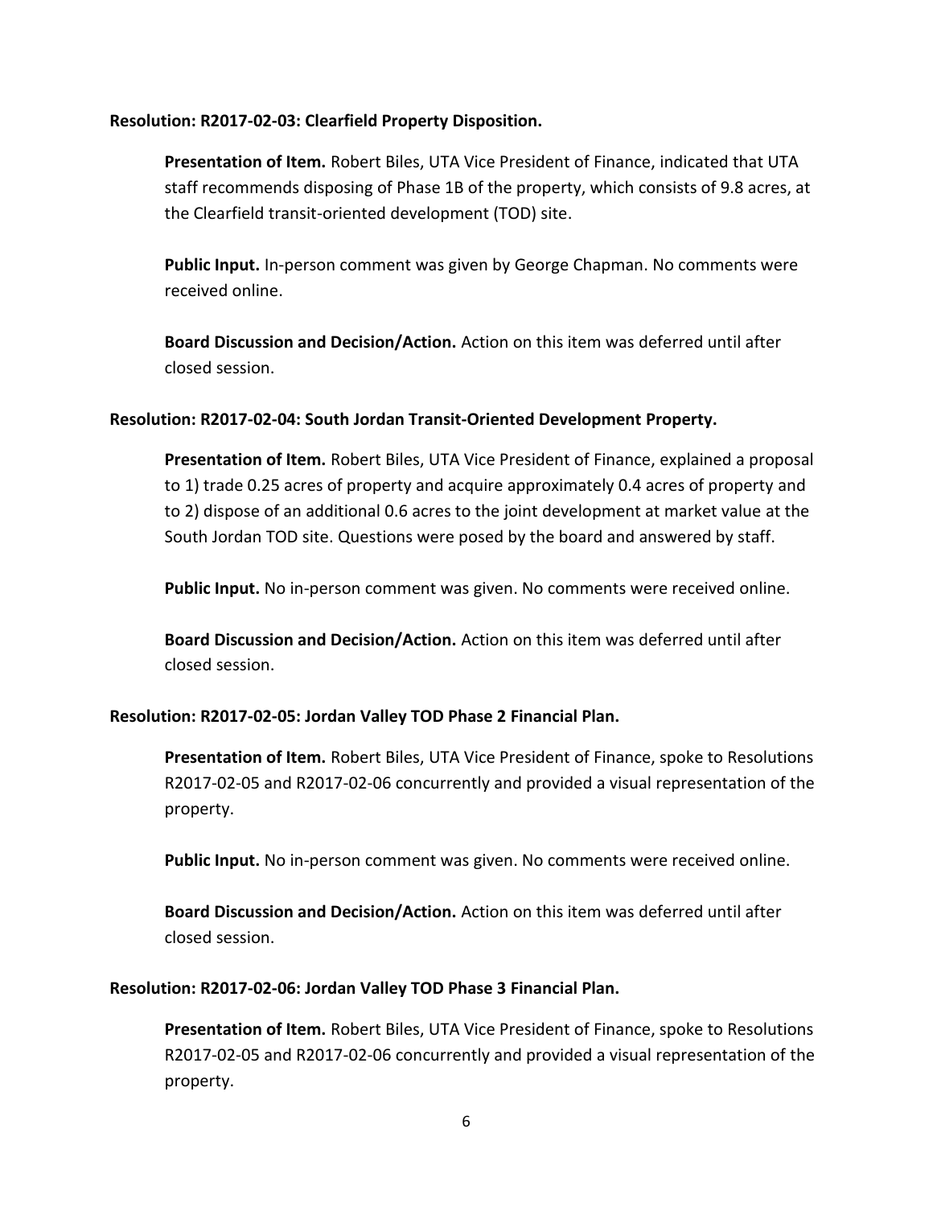**Resolution: R2017-02-03: Clearfield Property Disposition.**

**Presentation of Item.** Robert Biles, UTA Vice President of Finance, indicated that UTA staff recommends disposing of Phase 1B of the property, which consists of 9.8 acres, at the Clearfield transit-oriented development (TOD) site.

**Public Input.** In-person comment was given by George Chapman. No comments were received online.

**Board Discussion and Decision/Action.** Action on this item was deferred until after closed session.

**Resolution: R2017-02-04: South Jordan Transit-Oriented Development Property.**

**Presentation of Item.** Robert Biles, UTA Vice President of Finance, explained a proposal to 1) trade 0.25 acres of property and acquire approximately 0.4 acres of property and to 2) dispose of an additional 0.6 acres to the joint development at market value at the South Jordan TOD site. Questions were posed by the board and answered by staff.

**Public Input.** No in-person comment was given. No comments were received online.

**Board Discussion and Decision/Action.** Action on this item was deferred until after closed session.

**Resolution: R2017-02-05: Jordan Valley TOD Phase 2 Financial Plan.**

**Presentation of Item.** Robert Biles, UTA Vice President of Finance, spoke to Resolutions R2017-02-05 and R2017-02-06 concurrently and provided a visual representation of the property.

**Public Input.** No in-person comment was given. No comments were received online.

**Board Discussion and Decision/Action.** Action on this item was deferred until after closed session.

**Resolution: R2017-02-06: Jordan Valley TOD Phase 3 Financial Plan.**

**Presentation of Item.** Robert Biles, UTA Vice President of Finance, spoke to Resolutions R2017-02-05 and R2017-02-06 concurrently and provided a visual representation of the property.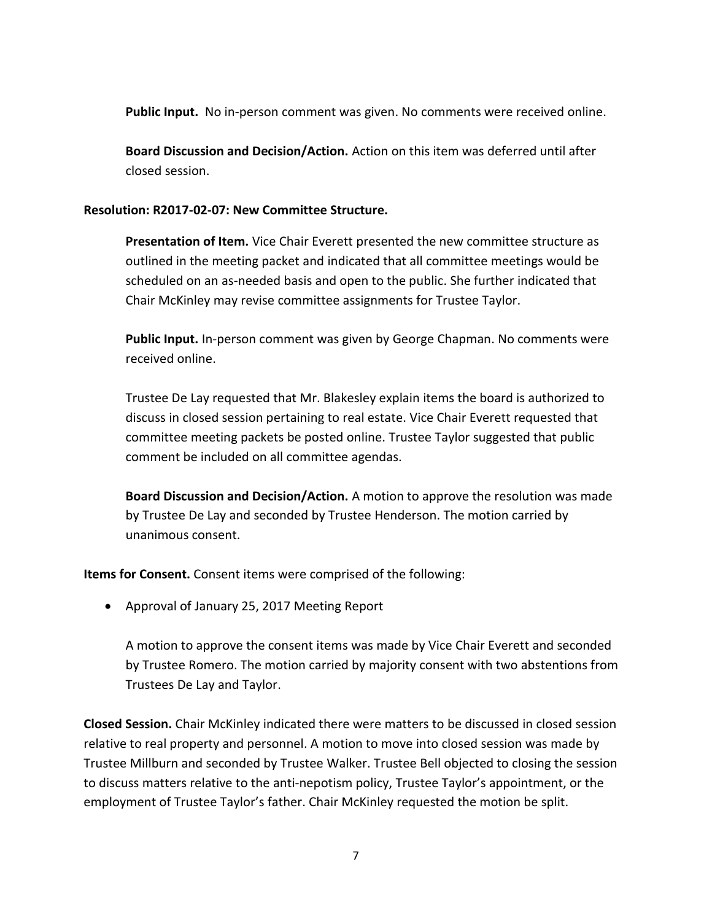**Public Input.** No in-person comment was given. No comments were received online.

**Board Discussion and Decision/Action.** Action on this item was deferred until after closed session.

**Resolution: R2017-02-07: New Committee Structure.**

**Presentation of Item.** Vice Chair Everett presented the new committee structure as outlined in the meeting packet and indicated that all committee meetings would be scheduled on an as-needed basis and open to the public. She further indicated that Chair McKinley may revise committee assignments for Trustee Taylor.

**Public Input.** In-person comment was given by George Chapman. No comments were received online.

Trustee De Lay requested that Mr. Blakesley explain items the board is authorized to discuss in closed session pertaining to real estate. Vice Chair Everett requested that committee meeting packets be posted online. Trustee Taylor suggested that public comment be included on all committee agendas.

**Board Discussion and Decision/Action.** A motion to approve the resolution was made by Trustee De Lay and seconded by Trustee Henderson. The motion carried by unanimous consent.

**Items for Consent.** Consent items were comprised of the following:

- Approval of January 25, 2017 Meeting Report

A motion to approve the consent items was made by Vice Chair Everett and seconded by Trustee Romero. The motion carried by majority consent with two abstentions from Trustees De Lay and Taylor.

**Closed Session.** Chair McKinley indicated there were matters to be discussed in closed session relative to real property and personnel. A motion to move into closed session was made by Trustee Millburn and seconded by Trustee Walker. Trustee Bell objected to closing the session to discuss matters relative to the anti-nepotism policy, Trustee Taylor's appointment, or the employment of Trustee Taylor's father. Chair McKinley requested the motion be split.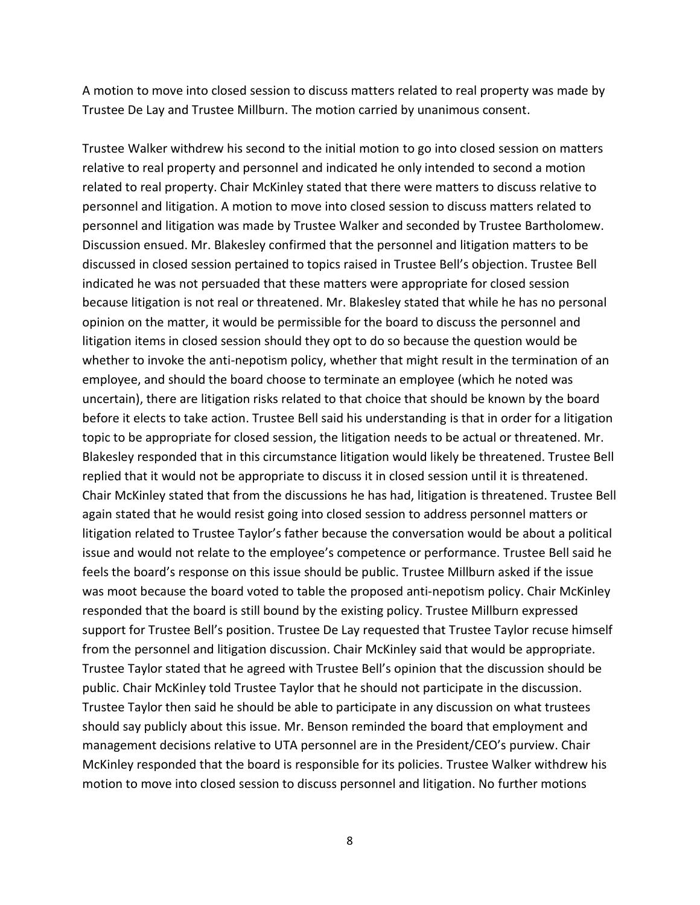A motion to move into closed session to discuss matters related to real property was made by Trustee De Lay and Trustee Millburn. The motion carried by unanimous consent.

Trustee Walker withdrew his second to the initial motion to go into closed session on matters relative to real property and personnel and indicated he only intended to second a motion related to real property. Chair McKinley stated that there were matters to discuss relative to personnel and litigation. A motion to move into closed session to discuss matters related to personnel and litigation was made by Trustee Walker and seconded by Trustee Bartholomew. Discussion ensued. Mr. Blakesley confirmed that the personnel and litigation matters to be discussed in closed session pertained to topics raised in Trustee Bell's objection. Trustee Bell indicated he was not persuaded that these matters were appropriate for closed session because litigation is not real or threatened. Mr. Blakesley stated that while he has no personal opinion on the matter, it would be permissible for the board to discuss the personnel and litigation items in closed session should they opt to do so because the question would be whether to invoke the anti-nepotism policy, whether that might result in the termination of an employee, and should the board choose to terminate an employee (which he noted was uncertain), there are litigation risks related to that choice that should be known by the board before it elects to take action. Trustee Bell said his understanding is that in order for a litigation topic to be appropriate for closed session, the litigation needs to be actual or threatened. Mr. Blakesley responded that in this circumstance litigation would likely be threatened. Trustee Bell replied that it would not be appropriate to discuss it in closed session until it is threatened. Chair McKinley stated that from the discussions he has had, litigation is threatened. Trustee Bell again stated that he would resist going into closed session to address personnel matters or litigation related to Trustee Taylor's father because the conversation would be about a political issue and would not relate to the employee's competence or performance. Trustee Bell said he feels the board's response on this issue should be public. Trustee Millburn asked if the issue was moot because the board voted to table the proposed anti-nepotism policy. Chair McKinley responded that the board is still bound by the existing policy. Trustee Millburn expressed support for Trustee Bell's position. Trustee De Lay requested that Trustee Taylor recuse himself from the personnel and litigation discussion. Chair McKinley said that would be appropriate. Trustee Taylor stated that he agreed with Trustee Bell's opinion that the discussion should be public. Chair McKinley told Trustee Taylor that he should not participate in the discussion. Trustee Taylor then said he should be able to participate in any discussion on what trustees should say publicly about this issue. Mr. Benson reminded the board that employment and management decisions relative to UTA personnel are in the President/CEO's purview. Chair McKinley responded that the board is responsible for its policies. Trustee Walker withdrew his motion to move into closed session to discuss personnel and litigation. No further motions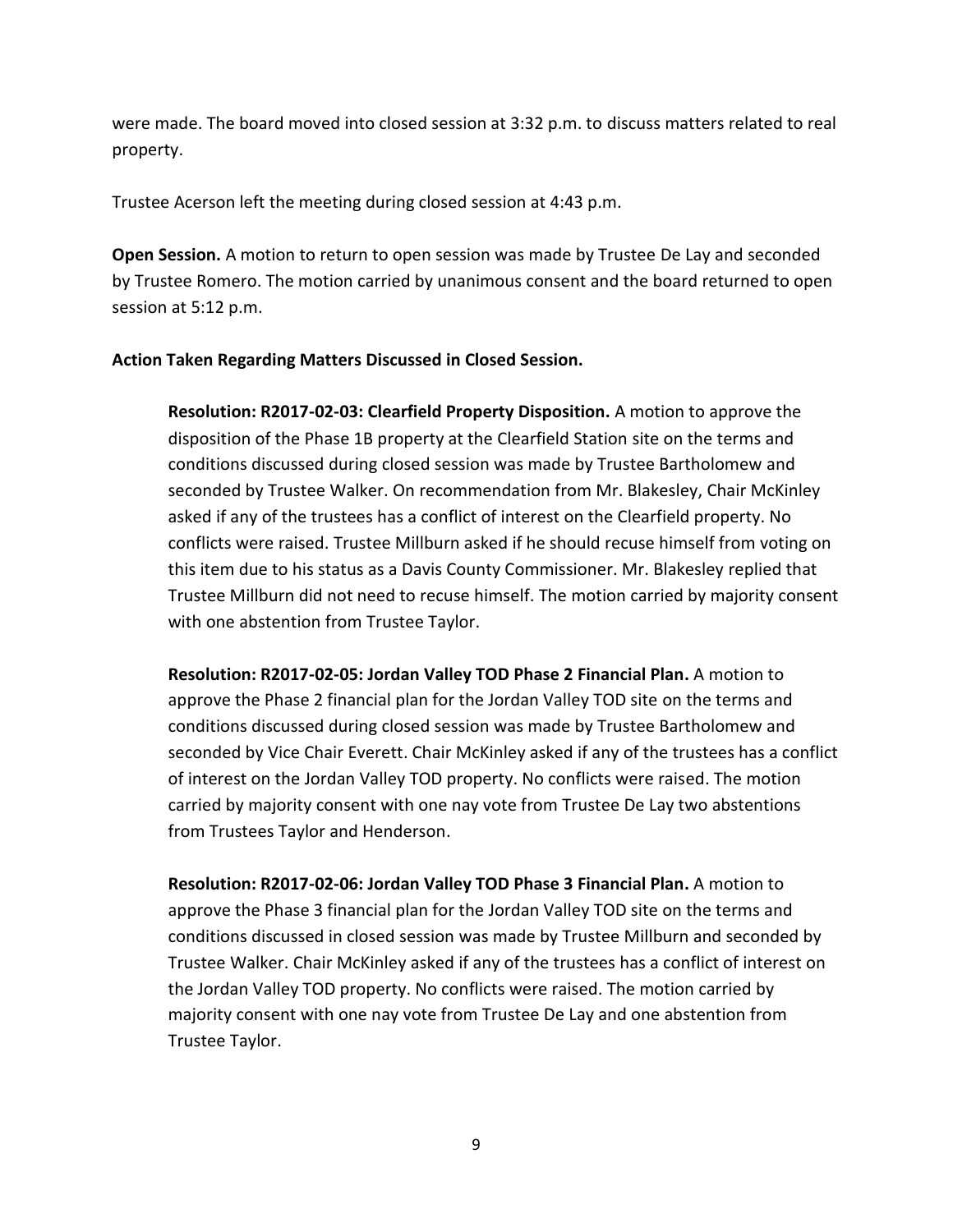were made. The board moved into closed session at 3:32 p.m. to discuss matters related to real property.

Trustee Acerson left the meeting during closed session at 4:43 p.m.

**Open Session.** A motion to return to open session was made by Trustee De Lay and seconded by Trustee Romero. The motion carried by unanimous consent and the board returned to open session at 5:12 p.m.

**Action Taken Regarding Matters Discussed in Closed Session.**

**Resolution: R2017-02-03: Clearfield Property Disposition.** A motion to approve the disposition of the Phase 1B property at the Clearfield Station site on the terms and conditions discussed during closed session was made by Trustee Bartholomew and seconded by Trustee Walker. On recommendation from Mr. Blakesley, Chair McKinley asked if any of the trustees has a conflict of interest on the Clearfield property. No conflicts were raised. Trustee Millburn asked if he should recuse himself from voting on this item due to his status as a Davis County Commissioner. Mr. Blakesley replied that Trustee Millburn did not need to recuse himself. The motion carried by majority consent with one abstention from Trustee Taylor.

**Resolution: R2017-02-05: Jordan Valley TOD Phase 2 Financial Plan.** A motion to approve the Phase 2 financial plan for the Jordan Valley TOD site on the terms and conditions discussed during closed session was made by Trustee Bartholomew and seconded by Vice Chair Everett. Chair McKinley asked if any of the trustees has a conflict of interest on the Jordan Valley TOD property. No conflicts were raised. The motion carried by majority consent with one nay vote from Trustee De Lay two abstentions from Trustees Taylor and Henderson.

**Resolution: R2017-02-06: Jordan Valley TOD Phase 3 Financial Plan.** A motion to approve the Phase 3 financial plan for the Jordan Valley TOD site on the terms and conditions discussed in closed session was made by Trustee Millburn and seconded by Trustee Walker. Chair McKinley asked if any of the trustees has a conflict of interest on the Jordan Valley TOD property. No conflicts were raised. The motion carried by majority consent with one nay vote from Trustee De Lay and one abstention from Trustee Taylor.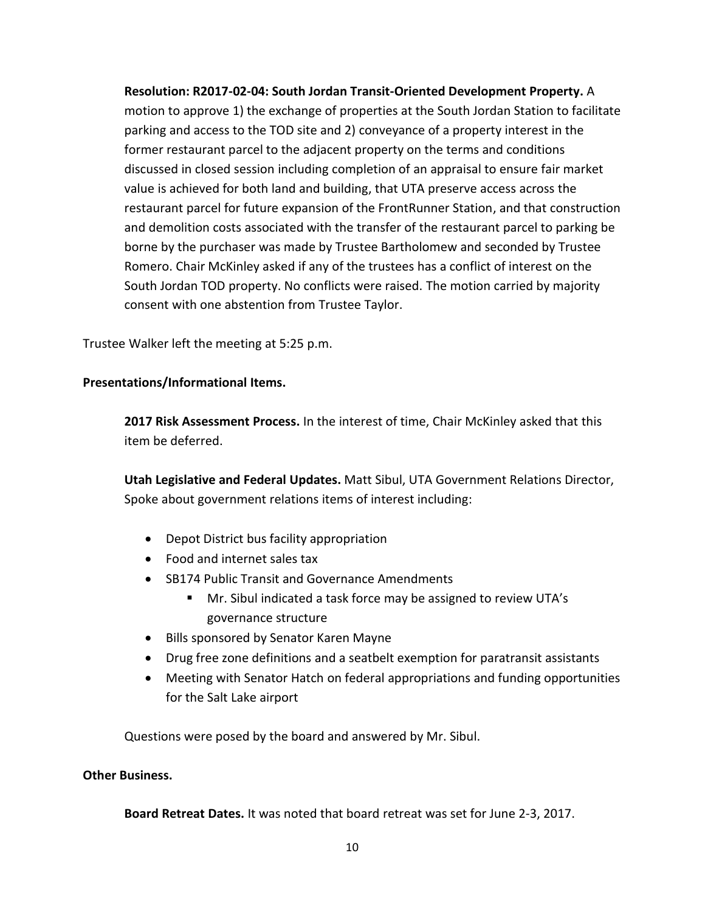**Resolution: R2017-02-04: South Jordan Transit-Oriented Development Property.** A motion to approve 1) the exchange of properties at the South Jordan Station to facilitate parking and access to the TOD site and 2) conveyance of a property interest in the former restaurant parcel to the adjacent property on the terms and conditions discussed in closed session including completion of an appraisal to ensure fair market value is achieved for both land and building, that UTA preserve access across the restaurant parcel for future expansion of the FrontRunner Station, and that construction and demolition costs associated with the transfer of the restaurant parcel to parking be borne by the purchaser was made by Trustee Bartholomew and seconded by Trustee Romero. Chair McKinley asked if any of the trustees has a conflict of interest on the South Jordan TOD property. No conflicts were raised. The motion carried by majority consent with one abstention from Trustee Taylor.

Trustee Walker left the meeting at 5:25 p.m.

**Presentations/Informational Items.**

**2017 Risk Assessment Process.** In the interest of time, Chair McKinley asked that this item be deferred.

**Utah Legislative and Federal Updates.** Matt Sibul, UTA Government Relations Director, Spoke about government relations items of interest including:

- Depot District bus facility appropriation
- Food and internet sales tax
- SB174 Public Transit and Governance Amendments
    - Mr. Sibul indicated a task force may be assigned to review UTA's governance structure
- Bills sponsored by Senator Karen Mayne
- Drug free zone definitions and a seatbelt exemption for paratransit assistants
- Meeting with Senator Hatch on federal appropriations and funding opportunities for the Salt Lake airport

Questions were posed by the board and answered by Mr. Sibul.

**Other Business.**

**Board Retreat Dates.** It was noted that board retreat was set for June 2-3, 2017.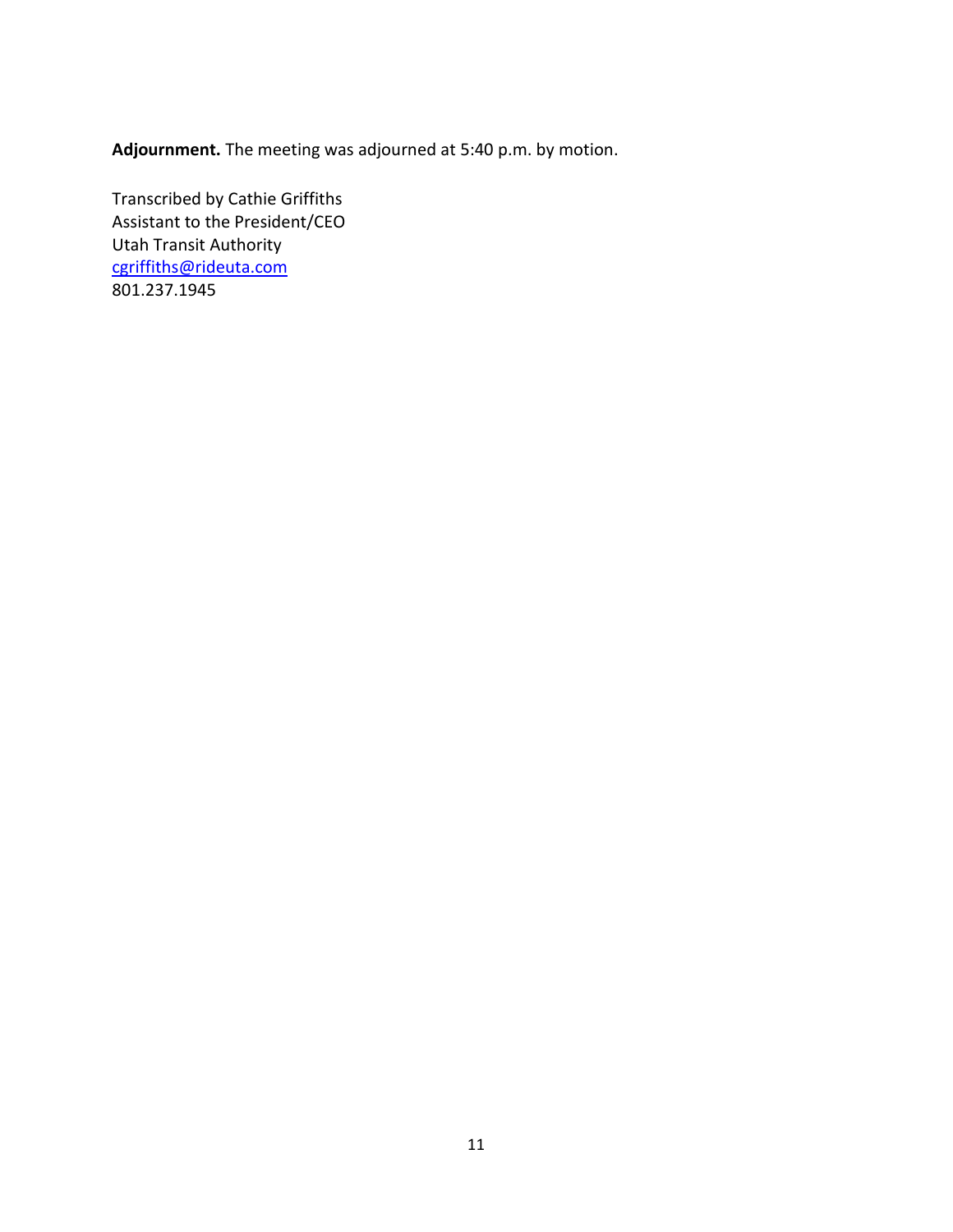**Adjournment.** The meeting was adjourned at 5:40 p.m. by motion.

Transcribed by Cathie Griffiths
Assistant to the President/CEO
Utah Transit Authority
cgriffiths@rideuta.com
801.237.1945